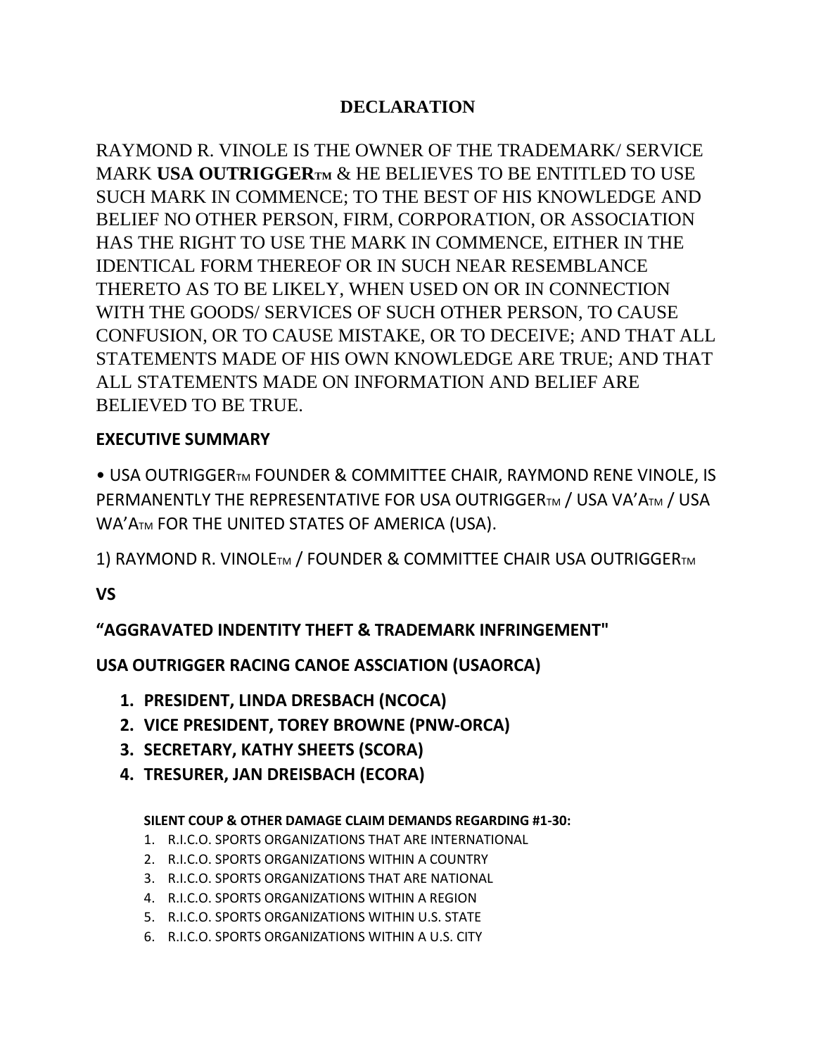# DECLARATION

RAYMOND R. VINOLE IS THE OWNER OF THE TRADEMARK/ SERVICE MARK **USA OUTRIGGERTM** & HE BELIEVES TO BE ENTITLED TO USE SUCH MARK IN COMMENCE; TO THE BEST OF HIS KNOWLEDGE AND BELIEF NO OTHER PERSON, FIRM, CORPORATION, OR ASSOCIATION HAS THE RIGHT TO USE THE MARK IN COMMENCE, EITHER IN THE IDENTICAL FORM THEREOF OR IN SUCH NEAR RESEMBLANCE THERETO AS TO BE LIKELY, WHEN USED ON OR IN CONNECTION WITH THE GOODS/ SERVICES OF SUCH OTHER PERSON, TO CAUSE CONFUSION, OR TO CAUSE MISTAKE, OR TO DECEIVE; AND THAT ALL STATEMENTS MADE OF HIS OWN KNOWLEDGE ARE TRUE; AND THAT ALL STATEMENTS MADE ON INFORMATION AND BELIEF ARE BELIEVED TO BE TRUE.

## EXECUTIVE SUMMARY

• USA OUTRIGGERTM FOUNDER & COMMITTEE CHAIR, RAYMOND RENE VINOLE, IS PERMANENTLY THE REPRESENTATIVE FOR USA OUTRIGGERTM / USA VA'ATM / USA WA'ATM FOR THE UNITED STATES OF AMERICA (USA).

1) RAYMOND R. VINOLETM / FOUNDER & COMMITTEE CHAIR USA OUTRIGGERTM

**VS**

**"AGGRAVATED INDENTITY THEFT & TRADEMARK INFRINGEMENT"**

**USA OUTRIGGER RACING CANOE ASSCIATION (USAORCA)**

1. **PRESIDENT, LINDA DRESBACH (NCOCA)**
2. **VICE PRESIDENT, TOREY BROWNE (PNW-ORCA)**
3. **SECRETARY, KATHY SHEETS (SCORA)**
4. **TRESURER, JAN DREISBACH (ECORA)**

**SILENT COUP & OTHER DAMAGE CLAIM DEMANDS REGARDING #1-30:**

1. R.I.C.O. SPORTS ORGANIZATIONS THAT ARE INTERNATIONAL
2. R.I.C.O. SPORTS ORGANIZATIONS WITHIN A COUNTRY
3. R.I.C.O. SPORTS ORGANIZATIONS THAT ARE NATIONAL
4. R.I.C.O. SPORTS ORGANIZATIONS WITHIN A REGION
5. R.I.C.O. SPORTS ORGANIZATIONS WITHIN U.S. STATE
6. R.I.C.O. SPORTS ORGANIZATIONS WITHIN A U.S. CITY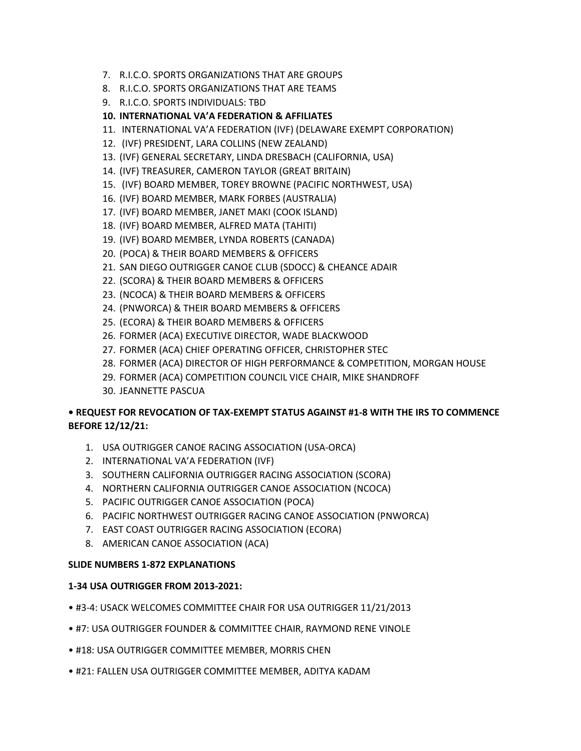7. R.I.C.O. SPORTS ORGANIZATIONS THAT ARE GROUPS
8. R.I.C.O. SPORTS ORGANIZATIONS THAT ARE TEAMS
9. R.I.C.O. SPORTS INDIVIDUALS: TBD
10. **INTERNATIONAL VA'A FEDERATION & AFFILIATES**
11. INTERNATIONAL VA'A FEDERATION (IVF) (DELAWARE EXEMPT CORPORATION)
12. (IVF) PRESIDENT, LARA COLLINS (NEW ZEALAND)
13. (IVF) GENERAL SECRETARY, LINDA DRESBACH (CALIFORNIA, USA)
14. (IVF) TREASURER, CAMERON TAYLOR (GREAT BRITAIN)
15. (IVF) BOARD MEMBER, TOREY BROWNE (PACIFIC NORTHWEST, USA)
16. (IVF) BOARD MEMBER, MARK FORBES (AUSTRALIA)
17. (IVF) BOARD MEMBER, JANET MAKI (COOK ISLAND)
18. (IVF) BOARD MEMBER, ALFRED MATA (TAHITI)
19. (IVF) BOARD MEMBER, LYNDA ROBERTS (CANADA)
20. (POCA) & THEIR BOARD MEMBERS & OFFICERS
21. SAN DIEGO OUTRIGGER CANOE CLUB (SDOCC) & CHEANCE ADAIR
22. (SCORA) & THEIR BOARD MEMBERS & OFFICERS
23. (NCOCA) & THEIR BOARD MEMBERS & OFFICERS
24. (PNWORCA) & THEIR BOARD MEMBERS & OFFICERS
25. (ECORA) & THEIR BOARD MEMBERS & OFFICERS
26. FORMER (ACA) EXECUTIVE DIRECTOR, WADE BLACKWOOD
27. FORMER (ACA) CHIEF OPERATING OFFICER, CHRISTOPHER STEC
28. FORMER (ACA) DIRECTOR OF HIGH PERFORMANCE & COMPETITION, MORGAN HOUSE
29. FORMER (ACA) COMPETITION COUNCIL VICE CHAIR, MIKE SHANDROFF
30. JEANNETTE PASCUA

**• REQUEST FOR REVOCATION OF TAX-EXEMPT STATUS AGAINST #1-8 WITH THE IRS TO COMMENCE BEFORE 12/12/21:**

1. USA OUTRIGGER CANOE RACING ASSOCIATION (USA-ORCA)
2. INTERNATIONAL VA'A FEDERATION (IVF)
3. SOUTHERN CALIFORNIA OUTRIGGER RACING ASSOCIATION (SCORA)
4. NORTHERN CALIFORNIA OUTRIGGER CANOE ASSOCIATION (NCOCA)
5. PACIFIC OUTRIGGER CANOE ASSOCIATION (POCA)
6. PACIFIC NORTHWEST OUTRIGGER RACING CANOE ASSOCIATION (PNWORCA)
7. EAST COAST OUTRIGGER RACING ASSOCIATION (ECORA)
8. AMERICAN CANOE ASSOCIATION (ACA)

**SLIDE NUMBERS 1-872 EXPLANATIONS**

**1-34 USA OUTRIGGER FROM 2013-2021:**

- #3-4: USACK WELCOMES COMMITTEE CHAIR FOR USA OUTRIGGER 11/21/2013
- #7: USA OUTRIGGER FOUNDER & COMMITTEE CHAIR, RAYMOND RENE VINOLE
- #18: USA OUTRIGGER COMMITTEE MEMBER, MORRIS CHEN
- #21: FALLEN USA OUTRIGGER COMMITTEE MEMBER, ADITYA KADAM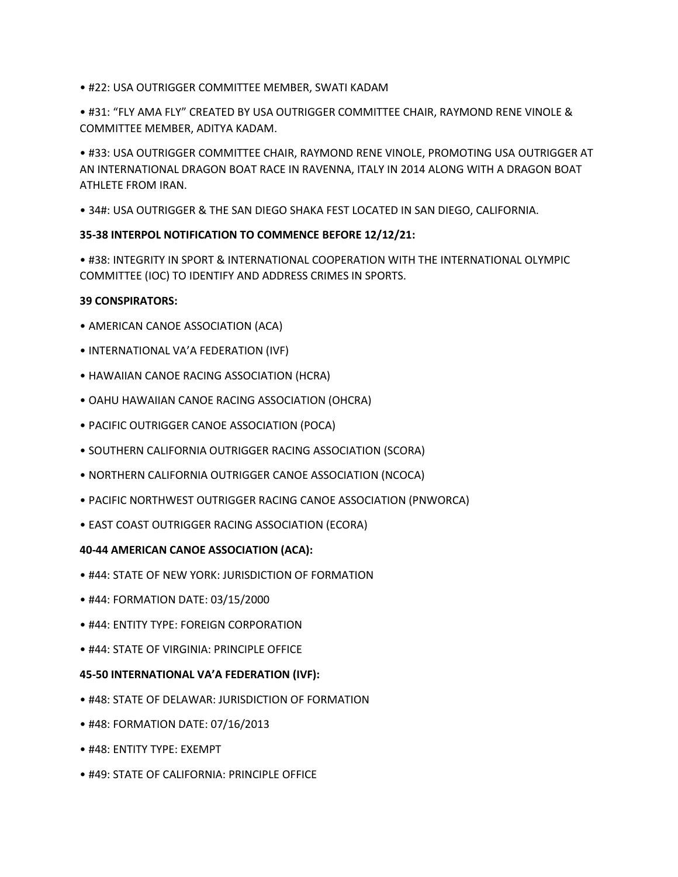- #22: USA OUTRIGGER COMMITTEE MEMBER, SWATI KADAM

- #31: "FLY AMA FLY" CREATED BY USA OUTRIGGER COMMITTEE CHAIR, RAYMOND RENE VINOLE & COMMITTEE MEMBER, ADITYA KADAM.

- #33: USA OUTRIGGER COMMITTEE CHAIR, RAYMOND RENE VINOLE, PROMOTING USA OUTRIGGER AT AN INTERNATIONAL DRAGON BOAT RACE IN RAVENNA, ITALY IN 2014 ALONG WITH A DRAGON BOAT ATHLETE FROM IRAN.

- 34#: USA OUTRIGGER & THE SAN DIEGO SHAKA FEST LOCATED IN SAN DIEGO, CALIFORNIA.

**35-38 INTERPOL NOTIFICATION TO COMMENCE BEFORE 12/12/21:**

- #38: INTEGRITY IN SPORT & INTERNATIONAL COOPERATION WITH THE INTERNATIONAL OLYMPIC COMMITTEE (IOC) TO IDENTIFY AND ADDRESS CRIMES IN SPORTS.

**39 CONSPIRATORS:**

- AMERICAN CANOE ASSOCIATION (ACA)
- INTERNATIONAL VA'A FEDERATION (IVF)
- HAWAIIAN CANOE RACING ASSOCIATION (HCRA)
- OAHU HAWAIIAN CANOE RACING ASSOCIATION (OHCRA)
- PACIFIC OUTRIGGER CANOE ASSOCIATION (POCA)
- SOUTHERN CALIFORNIA OUTRIGGER RACING ASSOCIATION (SCORA)
- NORTHERN CALIFORNIA OUTRIGGER CANOE ASSOCIATION (NCOCA)
- PACIFIC NORTHWEST OUTRIGGER RACING CANOE ASSOCIATION (PNWORCA)
- EAST COAST OUTRIGGER RACING ASSOCIATION (ECORA)

**40-44 AMERICAN CANOE ASSOCIATION (ACA):**

- #44: STATE OF NEW YORK: JURISDICTION OF FORMATION
- #44: FORMATION DATE: 03/15/2000
- #44: ENTITY TYPE: FOREIGN CORPORATION
- #44: STATE OF VIRGINIA: PRINCIPLE OFFICE

**45-50 INTERNATIONAL VA'A FEDERATION (IVF):**

- #48: STATE OF DELAWAR: JURISDICTION OF FORMATION
- #48: FORMATION DATE: 07/16/2013
- #48: ENTITY TYPE: EXEMPT
- #49: STATE OF CALIFORNIA: PRINCIPLE OFFICE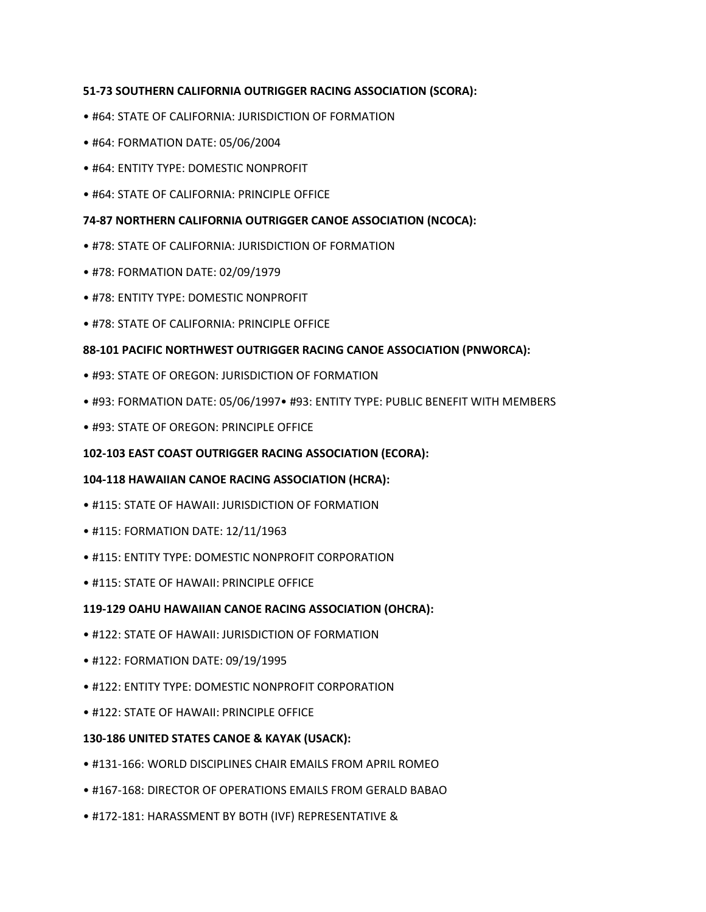**51-73 SOUTHERN CALIFORNIA OUTRIGGER RACING ASSOCIATION (SCORA):**

- #64: STATE OF CALIFORNIA: JURISDICTION OF FORMATION
- #64: FORMATION DATE: 05/06/2004
- #64: ENTITY TYPE: DOMESTIC NONPROFIT
- #64: STATE OF CALIFORNIA: PRINCIPLE OFFICE

**74-87 NORTHERN CALIFORNIA OUTRIGGER CANOE ASSOCIATION (NCOCA):**

- #78: STATE OF CALIFORNIA: JURISDICTION OF FORMATION
- #78: FORMATION DATE: 02/09/1979
- #78: ENTITY TYPE: DOMESTIC NONPROFIT
- #78: STATE OF CALIFORNIA: PRINCIPLE OFFICE

**88-101 PACIFIC NORTHWEST OUTRIGGER RACING CANOE ASSOCIATION (PNWORCA):**

- #93: STATE OF OREGON: JURISDICTION OF FORMATION
- #93: FORMATION DATE: 05/06/1997• #93: ENTITY TYPE: PUBLIC BENEFIT WITH MEMBERS
- #93: STATE OF OREGON: PRINCIPLE OFFICE

**102-103 EAST COAST OUTRIGGER RACING ASSOCIATION (ECORA):**

**104-118 HAWAIIAN CANOE RACING ASSOCIATION (HCRA):**

- #115: STATE OF HAWAII: JURISDICTION OF FORMATION
- #115: FORMATION DATE: 12/11/1963
- #115: ENTITY TYPE: DOMESTIC NONPROFIT CORPORATION
- #115: STATE OF HAWAII: PRINCIPLE OFFICE

**119-129 OAHU HAWAIIAN CANOE RACING ASSOCIATION (OHCRA):**

- #122: STATE OF HAWAII: JURISDICTION OF FORMATION
- #122: FORMATION DATE: 09/19/1995
- #122: ENTITY TYPE: DOMESTIC NONPROFIT CORPORATION
- #122: STATE OF HAWAII: PRINCIPLE OFFICE

**130-186 UNITED STATES CANOE & KAYAK (USACK):**

- #131-166: WORLD DISCIPLINES CHAIR EMAILS FROM APRIL ROMEO
- #167-168: DIRECTOR OF OPERATIONS EMAILS FROM GERALD BABAO
- #172-181: HARASSMENT BY BOTH (IVF) REPRESENTATIVE &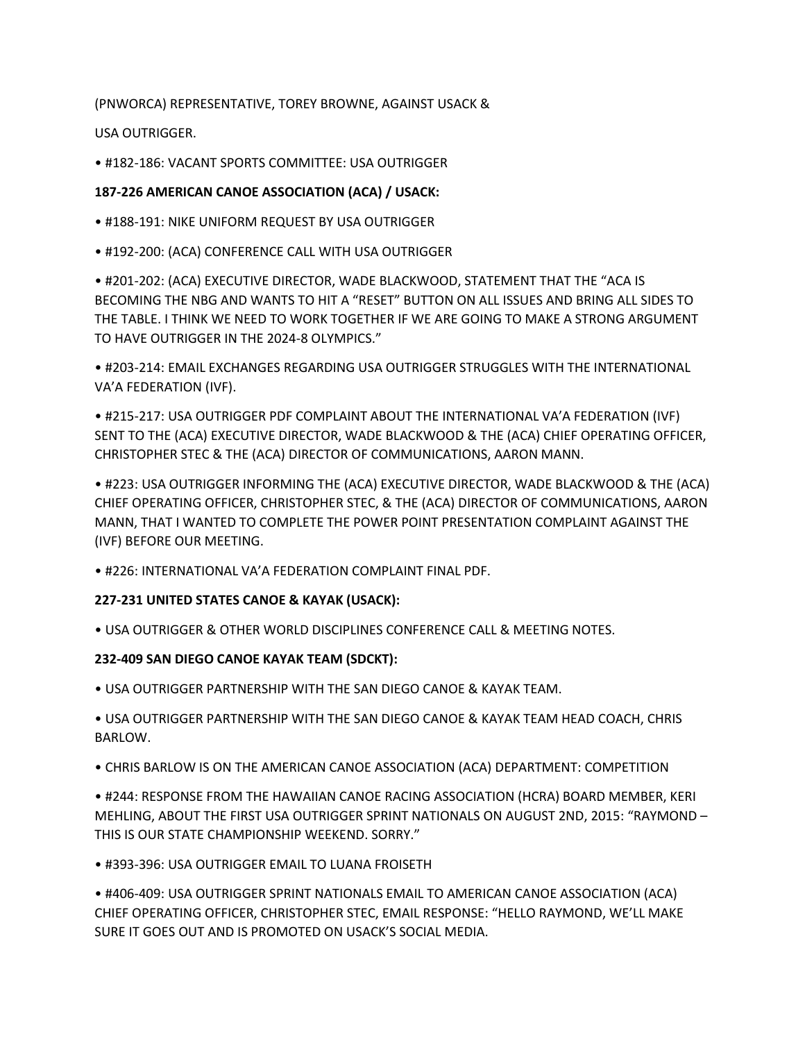(PNWORCA) REPRESENTATIVE, TOREY BROWNE, AGAINST USACK &

USA OUTRIGGER.

- #182-186: VACANT SPORTS COMMITTEE: USA OUTRIGGER

**187-226 AMERICAN CANOE ASSOCIATION (ACA) / USACK:**

- #188-191: NIKE UNIFORM REQUEST BY USA OUTRIGGER
- #192-200: (ACA) CONFERENCE CALL WITH USA OUTRIGGER
- #201-202: (ACA) EXECUTIVE DIRECTOR, WADE BLACKWOOD, STATEMENT THAT THE "ACA IS BECOMING THE NBG AND WANTS TO HIT A "RESET" BUTTON ON ALL ISSUES AND BRING ALL SIDES TO THE TABLE. I THINK WE NEED TO WORK TOGETHER IF WE ARE GOING TO MAKE A STRONG ARGUMENT TO HAVE OUTRIGGER IN THE 2024-8 OLYMPICS."
- #203-214: EMAIL EXCHANGES REGARDING USA OUTRIGGER STRUGGLES WITH THE INTERNATIONAL VA'A FEDERATION (IVF).
- #215-217: USA OUTRIGGER PDF COMPLAINT ABOUT THE INTERNATIONAL VA'A FEDERATION (IVF) SENT TO THE (ACA) EXECUTIVE DIRECTOR, WADE BLACKWOOD & THE (ACA) CHIEF OPERATING OFFICER, CHRISTOPHER STEC & THE (ACA) DIRECTOR OF COMMUNICATIONS, AARON MANN.
- #223: USA OUTRIGGER INFORMING THE (ACA) EXECUTIVE DIRECTOR, WADE BLACKWOOD & THE (ACA) CHIEF OPERATING OFFICER, CHRISTOPHER STEC, & THE (ACA) DIRECTOR OF COMMUNICATIONS, AARON MANN, THAT I WANTED TO COMPLETE THE POWER POINT PRESENTATION COMPLAINT AGAINST THE (IVF) BEFORE OUR MEETING.
- #226: INTERNATIONAL VA'A FEDERATION COMPLAINT FINAL PDF.

**227-231 UNITED STATES CANOE & KAYAK (USACK):**

- USA OUTRIGGER & OTHER WORLD DISCIPLINES CONFERENCE CALL & MEETING NOTES.

**232-409 SAN DIEGO CANOE KAYAK TEAM (SDCKT):**

- USA OUTRIGGER PARTNERSHIP WITH THE SAN DIEGO CANOE & KAYAK TEAM.
- USA OUTRIGGER PARTNERSHIP WITH THE SAN DIEGO CANOE & KAYAK TEAM HEAD COACH, CHRIS BARLOW.
- CHRIS BARLOW IS ON THE AMERICAN CANOE ASSOCIATION (ACA) DEPARTMENT: COMPETITION
- #244: RESPONSE FROM THE HAWAIIAN CANOE RACING ASSOCIATION (HCRA) BOARD MEMBER, KERI MEHLING, ABOUT THE FIRST USA OUTRIGGER SPRINT NATIONALS ON AUGUST 2ND, 2015: "RAYMOND – THIS IS OUR STATE CHAMPIONSHIP WEEKEND. SORRY."
- #393-396: USA OUTRIGGER EMAIL TO LUANA FROISETH
- #406-409: USA OUTRIGGER SPRINT NATIONALS EMAIL TO AMERICAN CANOE ASSOCIATION (ACA) CHIEF OPERATING OFFICER, CHRISTOPHER STEC, EMAIL RESPONSE: "HELLO RAYMOND, WE'LL MAKE SURE IT GOES OUT AND IS PROMOTED ON USACK'S SOCIAL MEDIA.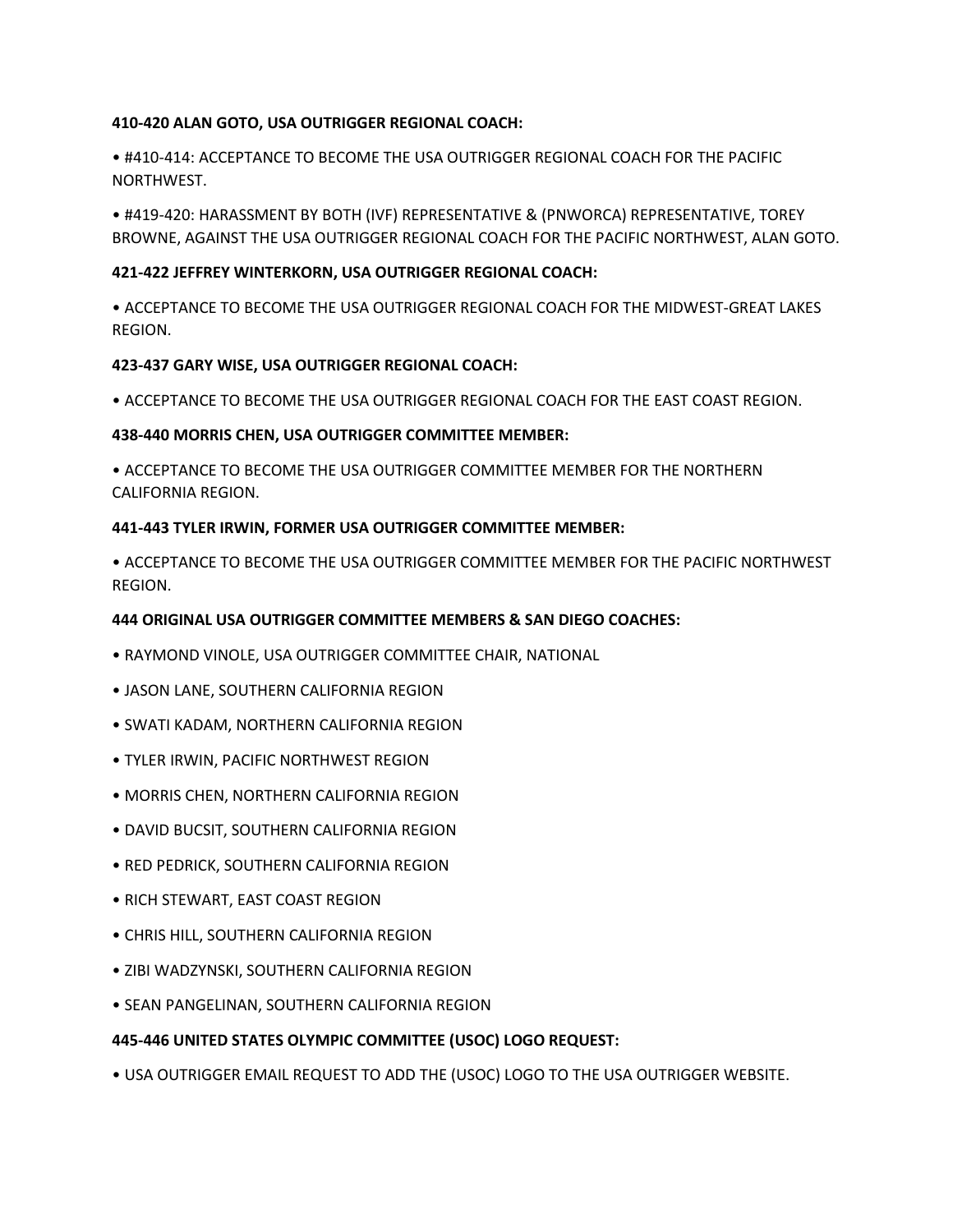**410-420 ALAN GOTO, USA OUTRIGGER REGIONAL COACH:**

- #410-414: ACCEPTANCE TO BECOME THE USA OUTRIGGER REGIONAL COACH FOR THE PACIFIC NORTHWEST.
- #419-420: HARASSMENT BY BOTH (IVF) REPRESENTATIVE & (PNWORCA) REPRESENTATIVE, TOREY BROWNE, AGAINST THE USA OUTRIGGER REGIONAL COACH FOR THE PACIFIC NORTHWEST, ALAN GOTO.

**421-422 JEFFREY WINTERKORN, USA OUTRIGGER REGIONAL COACH:**

- ACCEPTANCE TO BECOME THE USA OUTRIGGER REGIONAL COACH FOR THE MIDWEST-GREAT LAKES REGION.

**423-437 GARY WISE, USA OUTRIGGER REGIONAL COACH:**

- ACCEPTANCE TO BECOME THE USA OUTRIGGER REGIONAL COACH FOR THE EAST COAST REGION.

**438-440 MORRIS CHEN, USA OUTRIGGER COMMITTEE MEMBER:**

- ACCEPTANCE TO BECOME THE USA OUTRIGGER COMMITTEE MEMBER FOR THE NORTHERN CALIFORNIA REGION.

**441-443 TYLER IRWIN, FORMER USA OUTRIGGER COMMITTEE MEMBER:**

- ACCEPTANCE TO BECOME THE USA OUTRIGGER COMMITTEE MEMBER FOR THE PACIFIC NORTHWEST REGION.

**444 ORIGINAL USA OUTRIGGER COMMITTEE MEMBERS & SAN DIEGO COACHES:**

- RAYMOND VINOLE, USA OUTRIGGER COMMITTEE CHAIR, NATIONAL
- JASON LANE, SOUTHERN CALIFORNIA REGION
- SWATI KADAM, NORTHERN CALIFORNIA REGION
- TYLER IRWIN, PACIFIC NORTHWEST REGION
- MORRIS CHEN, NORTHERN CALIFORNIA REGION
- DAVID BUCSIT, SOUTHERN CALIFORNIA REGION
- RED PEDRICK, SOUTHERN CALIFORNIA REGION
- RICH STEWART, EAST COAST REGION
- CHRIS HILL, SOUTHERN CALIFORNIA REGION
- ZIBI WADZYNSKI, SOUTHERN CALIFORNIA REGION
- SEAN PANGELINAN, SOUTHERN CALIFORNIA REGION

**445-446 UNITED STATES OLYMPIC COMMITTEE (USOC) LOGO REQUEST:**

- USA OUTRIGGER EMAIL REQUEST TO ADD THE (USOC) LOGO TO THE USA OUTRIGGER WEBSITE.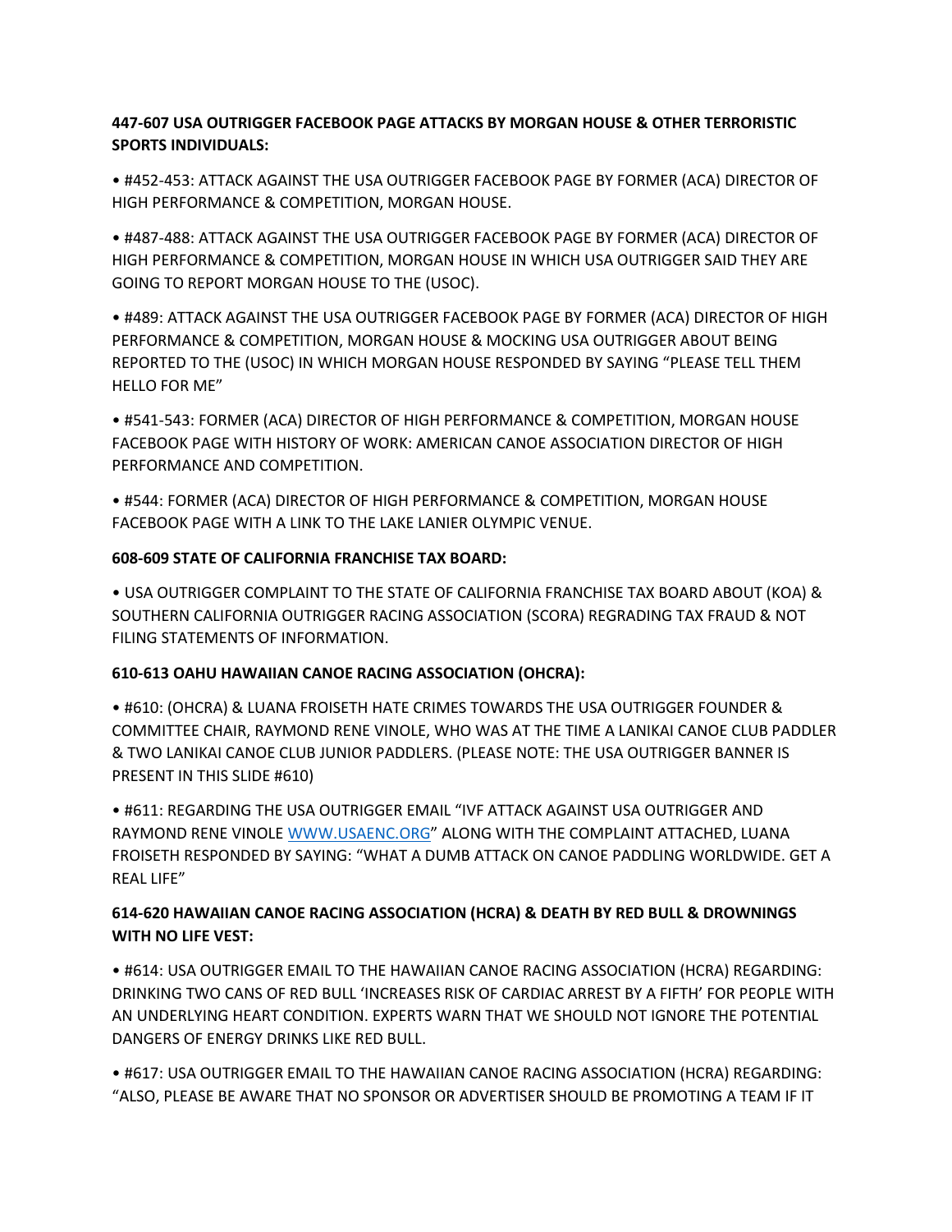**447-607 USA OUTRIGGER FACEBOOK PAGE ATTACKS BY MORGAN HOUSE & OTHER TERRORISTIC SPORTS INDIVIDUALS:**

- #452-453: ATTACK AGAINST THE USA OUTRIGGER FACEBOOK PAGE BY FORMER (ACA) DIRECTOR OF HIGH PERFORMANCE & COMPETITION, MORGAN HOUSE.
- #487-488: ATTACK AGAINST THE USA OUTRIGGER FACEBOOK PAGE BY FORMER (ACA) DIRECTOR OF HIGH PERFORMANCE & COMPETITION, MORGAN HOUSE IN WHICH USA OUTRIGGER SAID THEY ARE GOING TO REPORT MORGAN HOUSE TO THE (USOC).
- #489: ATTACK AGAINST THE USA OUTRIGGER FACEBOOK PAGE BY FORMER (ACA) DIRECTOR OF HIGH PERFORMANCE & COMPETITION, MORGAN HOUSE & MOCKING USA OUTRIGGER ABOUT BEING REPORTED TO THE (USOC) IN WHICH MORGAN HOUSE RESPONDED BY SAYING "PLEASE TELL THEM HELLO FOR ME"
- #541-543: FORMER (ACA) DIRECTOR OF HIGH PERFORMANCE & COMPETITION, MORGAN HOUSE FACEBOOK PAGE WITH HISTORY OF WORK: AMERICAN CANOE ASSOCIATION DIRECTOR OF HIGH PERFORMANCE AND COMPETITION.
- #544: FORMER (ACA) DIRECTOR OF HIGH PERFORMANCE & COMPETITION, MORGAN HOUSE FACEBOOK PAGE WITH A LINK TO THE LAKE LANIER OLYMPIC VENUE.

**608-609 STATE OF CALIFORNIA FRANCHISE TAX BOARD:**

- USA OUTRIGGER COMPLAINT TO THE STATE OF CALIFORNIA FRANCHISE TAX BOARD ABOUT (KOA) & SOUTHERN CALIFORNIA OUTRIGGER RACING ASSOCIATION (SCORA) REGRADING TAX FRAUD & NOT FILING STATEMENTS OF INFORMATION.

**610-613 OAHU HAWAIIAN CANOE RACING ASSOCIATION (OHCRA):**

- #610: (OHCRA) & LUANA FROISETH HATE CRIMES TOWARDS THE USA OUTRIGGER FOUNDER & COMMITTEE CHAIR, RAYMOND RENE VINOLE, WHO WAS AT THE TIME A LANIKAI CANOE CLUB PADDLER & TWO LANIKAI CANOE CLUB JUNIOR PADDLERS. (PLEASE NOTE: THE USA OUTRIGGER BANNER IS PRESENT IN THIS SLIDE #610)
- #611: REGARDING THE USA OUTRIGGER EMAIL "IVF ATTACK AGAINST USA OUTRIGGER AND RAYMOND RENE VINOLE WWW.USAENC.ORG" ALONG WITH THE COMPLAINT ATTACHED, LUANA FROISETH RESPONDED BY SAYING: "WHAT A DUMB ATTACK ON CANOE PADDLING WORLDWIDE. GET A REAL LIFE"

**614-620 HAWAIIAN CANOE RACING ASSOCIATION (HCRA) & DEATH BY RED BULL & DROWNINGS WITH NO LIFE VEST:**

- #614: USA OUTRIGGER EMAIL TO THE HAWAIIAN CANOE RACING ASSOCIATION (HCRA) REGARDING: DRINKING TWO CANS OF RED BULL 'INCREASES RISK OF CARDIAC ARREST BY A FIFTH' FOR PEOPLE WITH AN UNDERLYING HEART CONDITION. EXPERTS WARN THAT WE SHOULD NOT IGNORE THE POTENTIAL DANGERS OF ENERGY DRINKS LIKE RED BULL.
- #617: USA OUTRIGGER EMAIL TO THE HAWAIIAN CANOE RACING ASSOCIATION (HCRA) REGARDING: "ALSO, PLEASE BE AWARE THAT NO SPONSOR OR ADVERTISER SHOULD BE PROMOTING A TEAM IF IT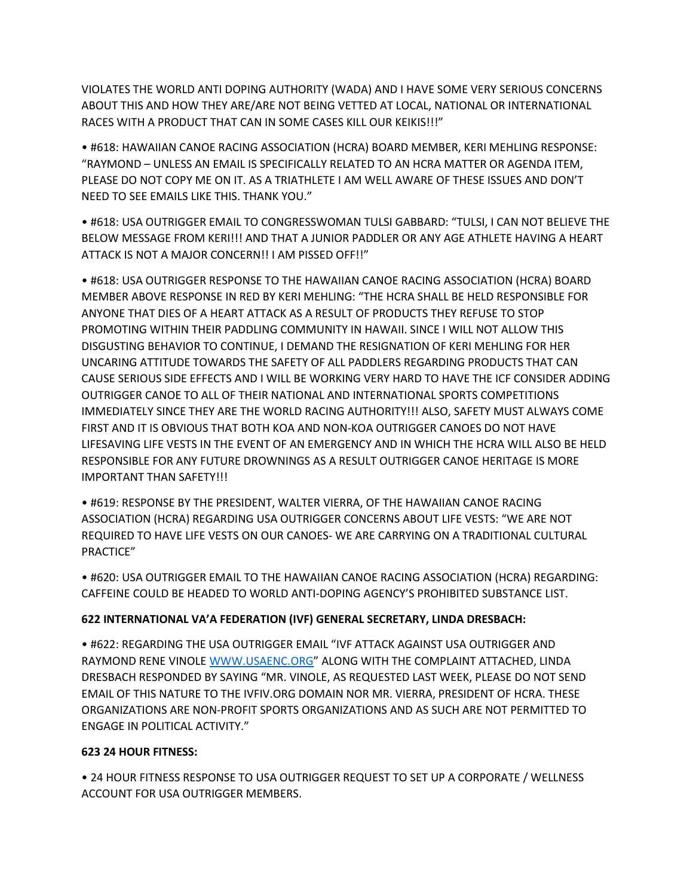VIOLATES THE WORLD ANTI DOPING AUTHORITY (WADA) AND I HAVE SOME VERY SERIOUS CONCERNS ABOUT THIS AND HOW THEY ARE/ARE NOT BEING VETTED AT LOCAL, NATIONAL OR INTERNATIONAL RACES WITH A PRODUCT THAT CAN IN SOME CASES KILL OUR KEIKIS!!!"

- #618: HAWAIIAN CANOE RACING ASSOCIATION (HCRA) BOARD MEMBER, KERI MEHLING RESPONSE: "RAYMOND – UNLESS AN EMAIL IS SPECIFICALLY RELATED TO AN HCRA MATTER OR AGENDA ITEM, PLEASE DO NOT COPY ME ON IT. AS A TRIATHLETE I AM WELL AWARE OF THESE ISSUES AND DON'T NEED TO SEE EMAILS LIKE THIS. THANK YOU."

- #618: USA OUTRIGGER EMAIL TO CONGRESSWOMAN TULSI GABBARD: "TULSI, I CAN NOT BELIEVE THE BELOW MESSAGE FROM KERI!!! AND THAT A JUNIOR PADDLER OR ANY AGE ATHLETE HAVING A HEART ATTACK IS NOT A MAJOR CONCERN!! I AM PISSED OFF!!"

- #618: USA OUTRIGGER RESPONSE TO THE HAWAIIAN CANOE RACING ASSOCIATION (HCRA) BOARD MEMBER ABOVE RESPONSE IN RED BY KERI MEHLING: "THE HCRA SHALL BE HELD RESPONSIBLE FOR ANYONE THAT DIES OF A HEART ATTACK AS A RESULT OF PRODUCTS THEY REFUSE TO STOP PROMOTING WITHIN THEIR PADDLING COMMUNITY IN HAWAII. SINCE I WILL NOT ALLOW THIS DISGUSTING BEHAVIOR TO CONTINUE, I DEMAND THE RESIGNATION OF KERI MEHLING FOR HER UNCARING ATTITUDE TOWARDS THE SAFETY OF ALL PADDLERS REGARDING PRODUCTS THAT CAN CAUSE SERIOUS SIDE EFFECTS AND I WILL BE WORKING VERY HARD TO HAVE THE ICF CONSIDER ADDING OUTRIGGER CANOE TO ALL OF THEIR NATIONAL AND INTERNATIONAL SPORTS COMPETITIONS IMMEDIATELY SINCE THEY ARE THE WORLD RACING AUTHORITY!!! ALSO, SAFETY MUST ALWAYS COME FIRST AND IT IS OBVIOUS THAT BOTH KOA AND NON-KOA OUTRIGGER CANOES DO NOT HAVE LIFESAVING LIFE VESTS IN THE EVENT OF AN EMERGENCY AND IN WHICH THE HCRA WILL ALSO BE HELD RESPONSIBLE FOR ANY FUTURE DROWNINGS AS A RESULT OUTRIGGER CANOE HERITAGE IS MORE IMPORTANT THAN SAFETY!!!

- #619: RESPONSE BY THE PRESIDENT, WALTER VIERRA, OF THE HAWAIIAN CANOE RACING ASSOCIATION (HCRA) REGARDING USA OUTRIGGER CONCERNS ABOUT LIFE VESTS: "WE ARE NOT REQUIRED TO HAVE LIFE VESTS ON OUR CANOES- WE ARE CARRYING ON A TRADITIONAL CULTURAL PRACTICE"

- #620: USA OUTRIGGER EMAIL TO THE HAWAIIAN CANOE RACING ASSOCIATION (HCRA) REGARDING: CAFFEINE COULD BE HEADED TO WORLD ANTI-DOPING AGENCY'S PROHIBITED SUBSTANCE LIST.

**622 INTERNATIONAL VA'A FEDERATION (IVF) GENERAL SECRETARY, LINDA DRESBACH:**

- #622: REGARDING THE USA OUTRIGGER EMAIL "IVF ATTACK AGAINST USA OUTRIGGER AND RAYMOND RENE VINOLE WWW.USAENC.ORG" ALONG WITH THE COMPLAINT ATTACHED, LINDA DRESBACH RESPONDED BY SAYING "MR. VINOLE, AS REQUESTED LAST WEEK, PLEASE DO NOT SEND EMAIL OF THIS NATURE TO THE IVFIV.ORG DOMAIN NOR MR. VIERRA, PRESIDENT OF HCRA. THESE ORGANIZATIONS ARE NON-PROFIT SPORTS ORGANIZATIONS AND AS SUCH ARE NOT PERMITTED TO ENGAGE IN POLITICAL ACTIVITY."

**623 24 HOUR FITNESS:**

- 24 HOUR FITNESS RESPONSE TO USA OUTRIGGER REQUEST TO SET UP A CORPORATE / WELLNESS ACCOUNT FOR USA OUTRIGGER MEMBERS.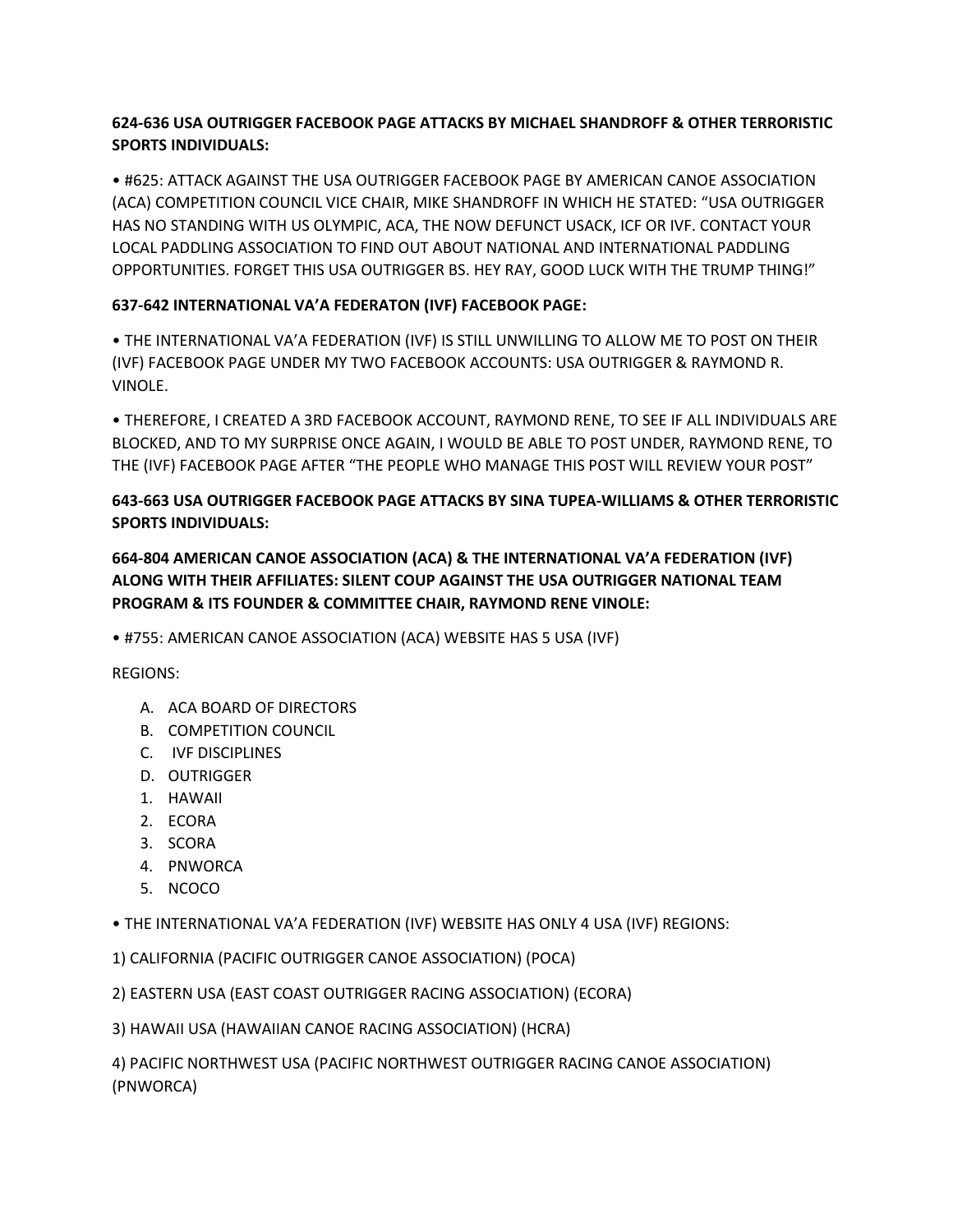**624-636 USA OUTRIGGER FACEBOOK PAGE ATTACKS BY MICHAEL SHANDROFF & OTHER TERRORISTIC SPORTS INDIVIDUALS:**

• #625: ATTACK AGAINST THE USA OUTRIGGER FACEBOOK PAGE BY AMERICAN CANOE ASSOCIATION (ACA) COMPETITION COUNCIL VICE CHAIR, MIKE SHANDROFF IN WHICH HE STATED: "USA OUTRIGGER HAS NO STANDING WITH US OLYMPIC, ACA, THE NOW DEFUNCT USACK, ICF OR IVF. CONTACT YOUR LOCAL PADDLING ASSOCIATION TO FIND OUT ABOUT NATIONAL AND INTERNATIONAL PADDLING OPPORTUNITIES. FORGET THIS USA OUTRIGGER BS. HEY RAY, GOOD LUCK WITH THE TRUMP THING!"

**637-642 INTERNATIONAL VA'A FEDERATON (IVF) FACEBOOK PAGE:**

• THE INTERNATIONAL VA'A FEDERATION (IVF) IS STILL UNWILLING TO ALLOW ME TO POST ON THEIR (IVF) FACEBOOK PAGE UNDER MY TWO FACEBOOK ACCOUNTS: USA OUTRIGGER & RAYMOND R. VINOLE.

• THEREFORE, I CREATED A 3RD FACEBOOK ACCOUNT, RAYMOND RENE, TO SEE IF ALL INDIVIDUALS ARE BLOCKED, AND TO MY SURPRISE ONCE AGAIN, I WOULD BE ABLE TO POST UNDER, RAYMOND RENE, TO THE (IVF) FACEBOOK PAGE AFTER "THE PEOPLE WHO MANAGE THIS POST WILL REVIEW YOUR POST"

**643-663 USA OUTRIGGER FACEBOOK PAGE ATTACKS BY SINA TUPEA-WILLIAMS & OTHER TERRORISTIC SPORTS INDIVIDUALS:**

**664-804 AMERICAN CANOE ASSOCIATION (ACA) & THE INTERNATIONAL VA'A FEDERATION (IVF) ALONG WITH THEIR AFFILIATES: SILENT COUP AGAINST THE USA OUTRIGGER NATIONAL TEAM PROGRAM & ITS FOUNDER & COMMITTEE CHAIR, RAYMOND RENE VINOLE:**

• #755: AMERICAN CANOE ASSOCIATION (ACA) WEBSITE HAS 5 USA (IVF)

REGIONS:

A. ACA BOARD OF DIRECTORS
B. COMPETITION COUNCIL
C. IVF DISCIPLINES
D. OUTRIGGER

1. HAWAII
2. ECORA
3. SCORA
4. PNWORCA
5. NCOCO

• THE INTERNATIONAL VA'A FEDERATION (IVF) WEBSITE HAS ONLY 4 USA (IVF) REGIONS:

1) CALIFORNIA (PACIFIC OUTRIGGER CANOE ASSOCIATION) (POCA)

2) EASTERN USA (EAST COAST OUTRIGGER RACING ASSOCIATION) (ECORA)

3) HAWAII USA (HAWAIIAN CANOE RACING ASSOCIATION) (HCRA)

4) PACIFIC NORTHWEST USA (PACIFIC NORTHWEST OUTRIGGER RACING CANOE ASSOCIATION) (PNWORCA)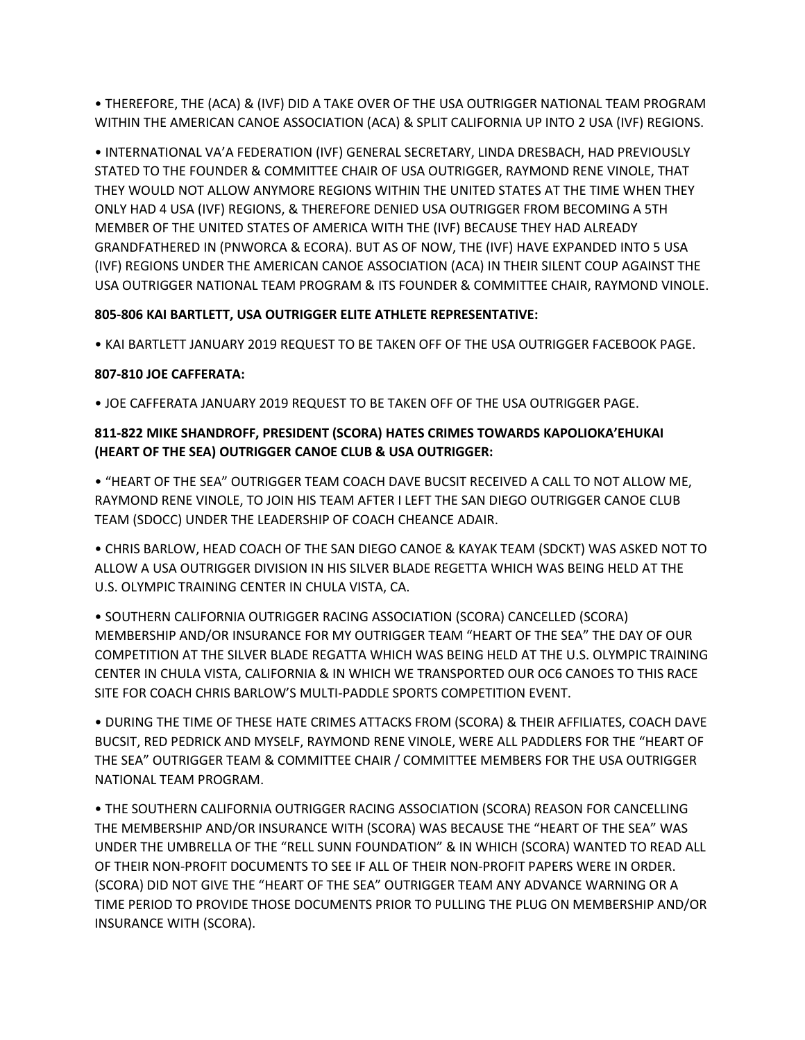• THEREFORE, THE (ACA) & (IVF) DID A TAKE OVER OF THE USA OUTRIGGER NATIONAL TEAM PROGRAM WITHIN THE AMERICAN CANOE ASSOCIATION (ACA) & SPLIT CALIFORNIA UP INTO 2 USA (IVF) REGIONS.

• INTERNATIONAL VA'A FEDERATION (IVF) GENERAL SECRETARY, LINDA DRESBACH, HAD PREVIOUSLY STATED TO THE FOUNDER & COMMITTEE CHAIR OF USA OUTRIGGER, RAYMOND RENE VINOLE, THAT THEY WOULD NOT ALLOW ANYMORE REGIONS WITHIN THE UNITED STATES AT THE TIME WHEN THEY ONLY HAD 4 USA (IVF) REGIONS, & THEREFORE DENIED USA OUTRIGGER FROM BECOMING A 5TH MEMBER OF THE UNITED STATES OF AMERICA WITH THE (IVF) BECAUSE THEY HAD ALREADY GRANDFATHERED IN (PNWORCA & ECORA). BUT AS OF NOW, THE (IVF) HAVE EXPANDED INTO 5 USA (IVF) REGIONS UNDER THE AMERICAN CANOE ASSOCIATION (ACA) IN THEIR SILENT COUP AGAINST THE USA OUTRIGGER NATIONAL TEAM PROGRAM & ITS FOUNDER & COMMITTEE CHAIR, RAYMOND VINOLE.

**805-806 KAI BARTLETT, USA OUTRIGGER ELITE ATHLETE REPRESENTATIVE:**

• KAI BARTLETT JANUARY 2019 REQUEST TO BE TAKEN OFF OF THE USA OUTRIGGER FACEBOOK PAGE.

**807-810 JOE CAFFERATA:**

• JOE CAFFERATA JANUARY 2019 REQUEST TO BE TAKEN OFF OF THE USA OUTRIGGER PAGE.

**811-822 MIKE SHANDROFF, PRESIDENT (SCORA) HATES CRIMES TOWARDS KAPOLIOKA'EHUKAI (HEART OF THE SEA) OUTRIGGER CANOE CLUB & USA OUTRIGGER:**

• "HEART OF THE SEA" OUTRIGGER TEAM COACH DAVE BUCSIT RECEIVED A CALL TO NOT ALLOW ME, RAYMOND RENE VINOLE, TO JOIN HIS TEAM AFTER I LEFT THE SAN DIEGO OUTRIGGER CANOE CLUB TEAM (SDOCC) UNDER THE LEADERSHIP OF COACH CHEANCE ADAIR.

• CHRIS BARLOW, HEAD COACH OF THE SAN DIEGO CANOE & KAYAK TEAM (SDCKT) WAS ASKED NOT TO ALLOW A USA OUTRIGGER DIVISION IN HIS SILVER BLADE REGETTA WHICH WAS BEING HELD AT THE U.S. OLYMPIC TRAINING CENTER IN CHULA VISTA, CA.

• SOUTHERN CALIFORNIA OUTRIGGER RACING ASSOCIATION (SCORA) CANCELLED (SCORA) MEMBERSHIP AND/OR INSURANCE FOR MY OUTRIGGER TEAM "HEART OF THE SEA" THE DAY OF OUR COMPETITION AT THE SILVER BLADE REGATTA WHICH WAS BEING HELD AT THE U.S. OLYMPIC TRAINING CENTER IN CHULA VISTA, CALIFORNIA & IN WHICH WE TRANSPORTED OUR OC6 CANOES TO THIS RACE SITE FOR COACH CHRIS BARLOW'S MULTI-PADDLE SPORTS COMPETITION EVENT.

• DURING THE TIME OF THESE HATE CRIMES ATTACKS FROM (SCORA) & THEIR AFFILIATES, COACH DAVE BUCSIT, RED PEDRICK AND MYSELF, RAYMOND RENE VINOLE, WERE ALL PADDLERS FOR THE "HEART OF THE SEA" OUTRIGGER TEAM & COMMITTEE CHAIR / COMMITTEE MEMBERS FOR THE USA OUTRIGGER NATIONAL TEAM PROGRAM.

• THE SOUTHERN CALIFORNIA OUTRIGGER RACING ASSOCIATION (SCORA) REASON FOR CANCELLING THE MEMBERSHIP AND/OR INSURANCE WITH (SCORA) WAS BECAUSE THE "HEART OF THE SEA" WAS UNDER THE UMBRELLA OF THE "RELL SUNN FOUNDATION" & IN WHICH (SCORA) WANTED TO READ ALL OF THEIR NON-PROFIT DOCUMENTS TO SEE IF ALL OF THEIR NON-PROFIT PAPERS WERE IN ORDER. (SCORA) DID NOT GIVE THE "HEART OF THE SEA" OUTRIGGER TEAM ANY ADVANCE WARNING OR A TIME PERIOD TO PROVIDE THOSE DOCUMENTS PRIOR TO PULLING THE PLUG ON MEMBERSHIP AND/OR INSURANCE WITH (SCORA).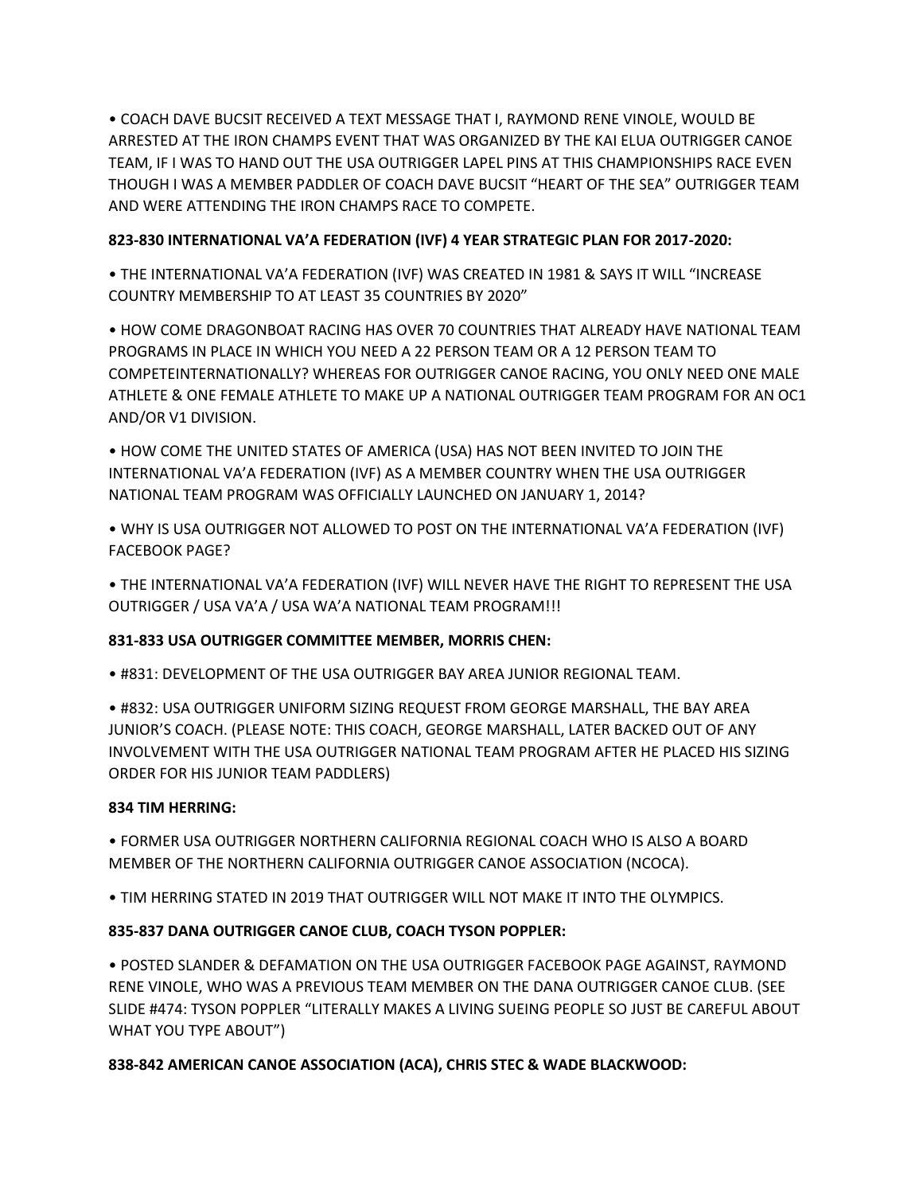- COACH DAVE BUCSIT RECEIVED A TEXT MESSAGE THAT I, RAYMOND RENE VINOLE, WOULD BE ARRESTED AT THE IRON CHAMPS EVENT THAT WAS ORGANIZED BY THE KAI ELUA OUTRIGGER CANOE TEAM, IF I WAS TO HAND OUT THE USA OUTRIGGER LAPEL PINS AT THIS CHAMPIONSHIPS RACE EVEN THOUGH I WAS A MEMBER PADDLER OF COACH DAVE BUCSIT "HEART OF THE SEA" OUTRIGGER TEAM AND WERE ATTENDING THE IRON CHAMPS RACE TO COMPETE.

**823-830 INTERNATIONAL VA'A FEDERATION (IVF) 4 YEAR STRATEGIC PLAN FOR 2017-2020:**

- THE INTERNATIONAL VA'A FEDERATION (IVF) WAS CREATED IN 1981 & SAYS IT WILL "INCREASE COUNTRY MEMBERSHIP TO AT LEAST 35 COUNTRIES BY 2020"
- HOW COME DRAGONBOAT RACING HAS OVER 70 COUNTRIES THAT ALREADY HAVE NATIONAL TEAM PROGRAMS IN PLACE IN WHICH YOU NEED A 22 PERSON TEAM OR A 12 PERSON TEAM TO COMPETEINTERNATIONALLY? WHEREAS FOR OUTRIGGER CANOE RACING, YOU ONLY NEED ONE MALE ATHLETE & ONE FEMALE ATHLETE TO MAKE UP A NATIONAL OUTRIGGER TEAM PROGRAM FOR AN OC1 AND/OR V1 DIVISION.
- HOW COME THE UNITED STATES OF AMERICA (USA) HAS NOT BEEN INVITED TO JOIN THE INTERNATIONAL VA'A FEDERATION (IVF) AS A MEMBER COUNTRY WHEN THE USA OUTRIGGER NATIONAL TEAM PROGRAM WAS OFFICIALLY LAUNCHED ON JANUARY 1, 2014?
- WHY IS USA OUTRIGGER NOT ALLOWED TO POST ON THE INTERNATIONAL VA'A FEDERATION (IVF) FACEBOOK PAGE?
- THE INTERNATIONAL VA'A FEDERATION (IVF) WILL NEVER HAVE THE RIGHT TO REPRESENT THE USA OUTRIGGER / USA VA'A / USA WA'A NATIONAL TEAM PROGRAM!!!

**831-833 USA OUTRIGGER COMMITTEE MEMBER, MORRIS CHEN:**

- #831: DEVELOPMENT OF THE USA OUTRIGGER BAY AREA JUNIOR REGIONAL TEAM.
- #832: USA OUTRIGGER UNIFORM SIZING REQUEST FROM GEORGE MARSHALL, THE BAY AREA JUNIOR'S COACH. (PLEASE NOTE: THIS COACH, GEORGE MARSHALL, LATER BACKED OUT OF ANY INVOLVEMENT WITH THE USA OUTRIGGER NATIONAL TEAM PROGRAM AFTER HE PLACED HIS SIZING ORDER FOR HIS JUNIOR TEAM PADDLERS)

**834 TIM HERRING:**

- FORMER USA OUTRIGGER NORTHERN CALIFORNIA REGIONAL COACH WHO IS ALSO A BOARD MEMBER OF THE NORTHERN CALIFORNIA OUTRIGGER CANOE ASSOCIATION (NCOCA).
- TIM HERRING STATED IN 2019 THAT OUTRIGGER WILL NOT MAKE IT INTO THE OLYMPICS.

**835-837 DANA OUTRIGGER CANOE CLUB, COACH TYSON POPPLER:**

- POSTED SLANDER & DEFAMATION ON THE USA OUTRIGGER FACEBOOK PAGE AGAINST, RAYMOND RENE VINOLE, WHO WAS A PREVIOUS TEAM MEMBER ON THE DANA OUTRIGGER CANOE CLUB. (SEE SLIDE #474: TYSON POPPLER "LITERALLY MAKES A LIVING SUEING PEOPLE SO JUST BE CAREFUL ABOUT WHAT YOU TYPE ABOUT")

**838-842 AMERICAN CANOE ASSOCIATION (ACA), CHRIS STEC & WADE BLACKWOOD:**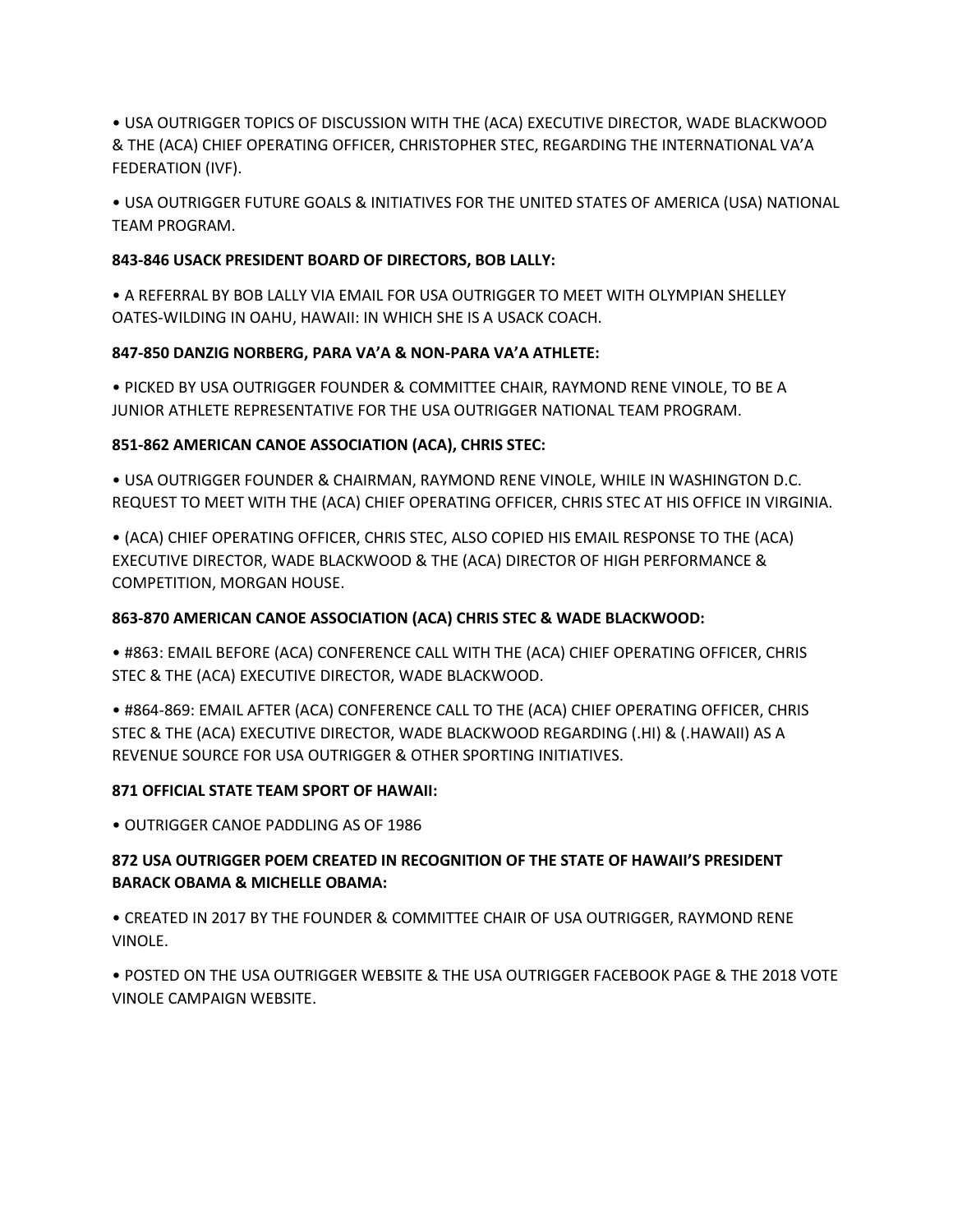• USA OUTRIGGER TOPICS OF DISCUSSION WITH THE (ACA) EXECUTIVE DIRECTOR, WADE BLACKWOOD & THE (ACA) CHIEF OPERATING OFFICER, CHRISTOPHER STEC, REGARDING THE INTERNATIONAL VA'A FEDERATION (IVF).

• USA OUTRIGGER FUTURE GOALS & INITIATIVES FOR THE UNITED STATES OF AMERICA (USA) NATIONAL TEAM PROGRAM.

**843-846 USACK PRESIDENT BOARD OF DIRECTORS, BOB LALLY:**

• A REFERRAL BY BOB LALLY VIA EMAIL FOR USA OUTRIGGER TO MEET WITH OLYMPIAN SHELLEY OATES-WILDING IN OAHU, HAWAII: IN WHICH SHE IS A USACK COACH.

**847-850 DANZIG NORBERG, PARA VA'A & NON-PARA VA'A ATHLETE:**

• PICKED BY USA OUTRIGGER FOUNDER & COMMITTEE CHAIR, RAYMOND RENE VINOLE, TO BE A JUNIOR ATHLETE REPRESENTATIVE FOR THE USA OUTRIGGER NATIONAL TEAM PROGRAM.

**851-862 AMERICAN CANOE ASSOCIATION (ACA), CHRIS STEC:**

• USA OUTRIGGER FOUNDER & CHAIRMAN, RAYMOND RENE VINOLE, WHILE IN WASHINGTON D.C. REQUEST TO MEET WITH THE (ACA) CHIEF OPERATING OFFICER, CHRIS STEC AT HIS OFFICE IN VIRGINIA.

• (ACA) CHIEF OPERATING OFFICER, CHRIS STEC, ALSO COPIED HIS EMAIL RESPONSE TO THE (ACA) EXECUTIVE DIRECTOR, WADE BLACKWOOD & THE (ACA) DIRECTOR OF HIGH PERFORMANCE & COMPETITION, MORGAN HOUSE.

**863-870 AMERICAN CANOE ASSOCIATION (ACA) CHRIS STEC & WADE BLACKWOOD:**

• #863: EMAIL BEFORE (ACA) CONFERENCE CALL WITH THE (ACA) CHIEF OPERATING OFFICER, CHRIS STEC & THE (ACA) EXECUTIVE DIRECTOR, WADE BLACKWOOD.

• #864-869: EMAIL AFTER (ACA) CONFERENCE CALL TO THE (ACA) CHIEF OPERATING OFFICER, CHRIS STEC & THE (ACA) EXECUTIVE DIRECTOR, WADE BLACKWOOD REGARDING (.HI) & (.HAWAII) AS A REVENUE SOURCE FOR USA OUTRIGGER & OTHER SPORTING INITIATIVES.

**871 OFFICIAL STATE TEAM SPORT OF HAWAII:**

• OUTRIGGER CANOE PADDLING AS OF 1986

**872 USA OUTRIGGER POEM CREATED IN RECOGNITION OF THE STATE OF HAWAII'S PRESIDENT BARACK OBAMA & MICHELLE OBAMA:**

• CREATED IN 2017 BY THE FOUNDER & COMMITTEE CHAIR OF USA OUTRIGGER, RAYMOND RENE VINOLE.

• POSTED ON THE USA OUTRIGGER WEBSITE & THE USA OUTRIGGER FACEBOOK PAGE & THE 2018 VOTE VINOLE CAMPAIGN WEBSITE.